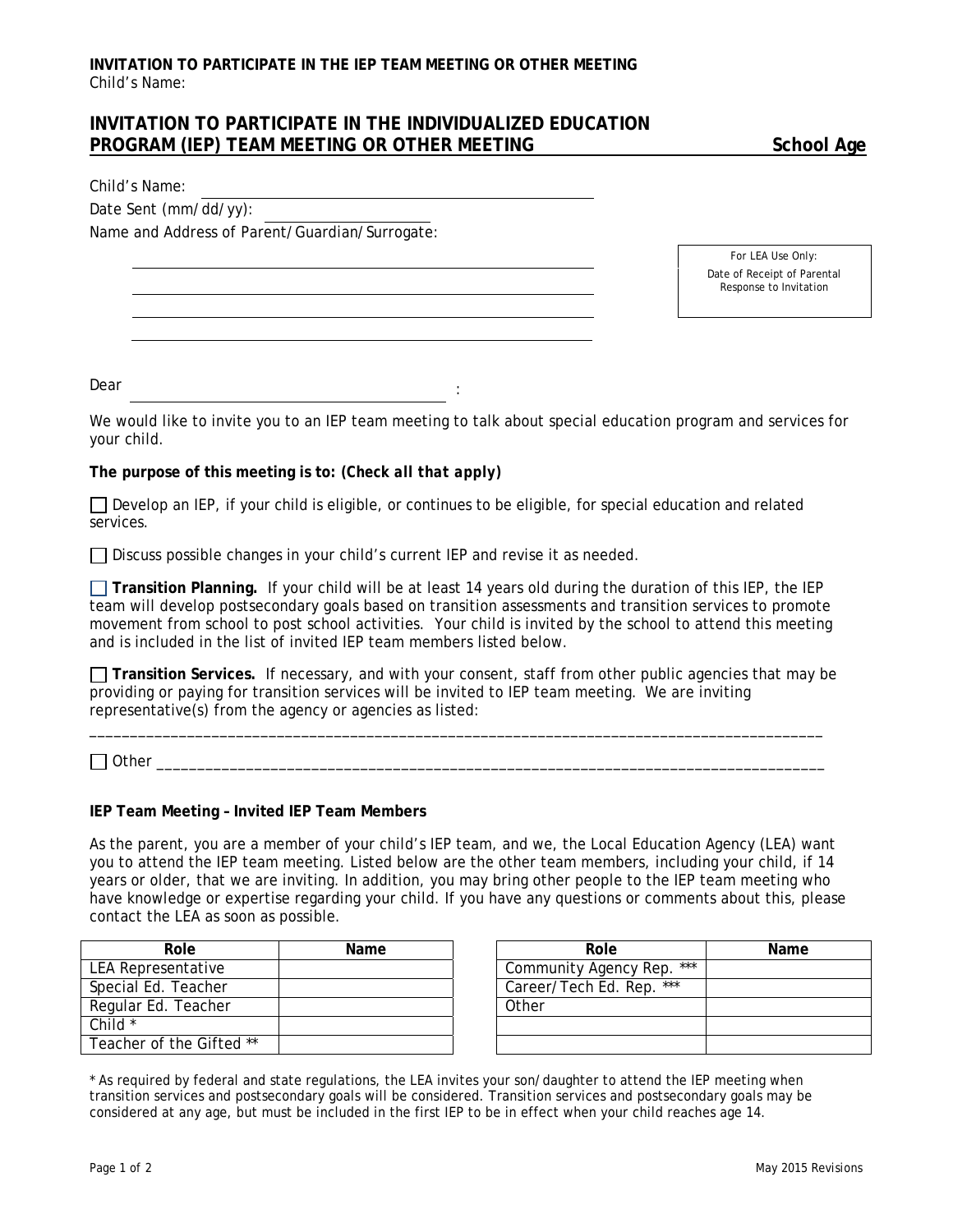**INVITATION TO PARTICIPATE IN THE IEP TEAM MEETING OR OTHER MEETING**
Child's Name:

## INVITATION TO PARTICIPATE IN THE INDIVIDUALIZED EDUCATION PROGRAM (IEP) TEAM MEETING OR OTHER MEETING — School Age

Child's Name: ______________________________

Date Sent (mm/dd/yy): ______________

Name and Address of Parent/Guardian/Surrogate:

______________________________

______________________________

______________________________

______________________________

| For LEA Use Only: Date of Receipt of Parental Response to Invitation |
|---|
| |

Dear ______________________________ :

We would like to invite you to an IEP team meeting to talk about special education program and services for your child.

***The purpose of this meeting is to: (Check all that apply)***

☐ Develop an IEP, if your child is eligible, or continues to be eligible, for special education and related services.

☐ Discuss possible changes in your child's current IEP and revise it as needed.

☐ **Transition Planning.** If your child will be at least 14 years old during the duration of this IEP, the IEP team will develop postsecondary goals based on transition assessments and transition services to promote movement from school to post school activities. Your child is invited by the school to attend this meeting and is included in the list of invited IEP team members listed below.

☐ **Transition Services.** If necessary, and with your consent, staff from other public agencies that may be providing or paying for transition services will be invited to IEP team meeting. We are inviting representative(s) from the agency or agencies as listed:

______________________________________________________________________________________

☐ Other ________________________________________________________________________________

**IEP Team Meeting – Invited IEP Team Members**

As the parent, you are a member of your child's IEP team, and we, the Local Education Agency (LEA) want you to attend the IEP team meeting. Listed below are the other team members, including your child, if 14 years or older, that we are inviting. In addition, you may bring other people to the IEP team meeting who have knowledge or expertise regarding your child. If you have any questions or comments about this, please contact the LEA as soon as possible.

| Role | Name |
|---|---|
| LEA Representative | |
| Special Ed. Teacher | |
| Regular Ed. Teacher | |
| Child * | |
| Teacher of the Gifted ** | |

| Role | Name |
|---|---|
| Community Agency Rep. *** | |
| Career/Tech Ed. Rep. *** | |
| Other | |
| | |
| | |

* As required by federal and state regulations, the LEA invites your son/daughter to attend the IEP meeting when transition services and postsecondary goals will be considered. Transition services and postsecondary goals may be considered at any age, but must be included in the first IEP to be in effect when your child reaches age 14.

May 2015 Revisions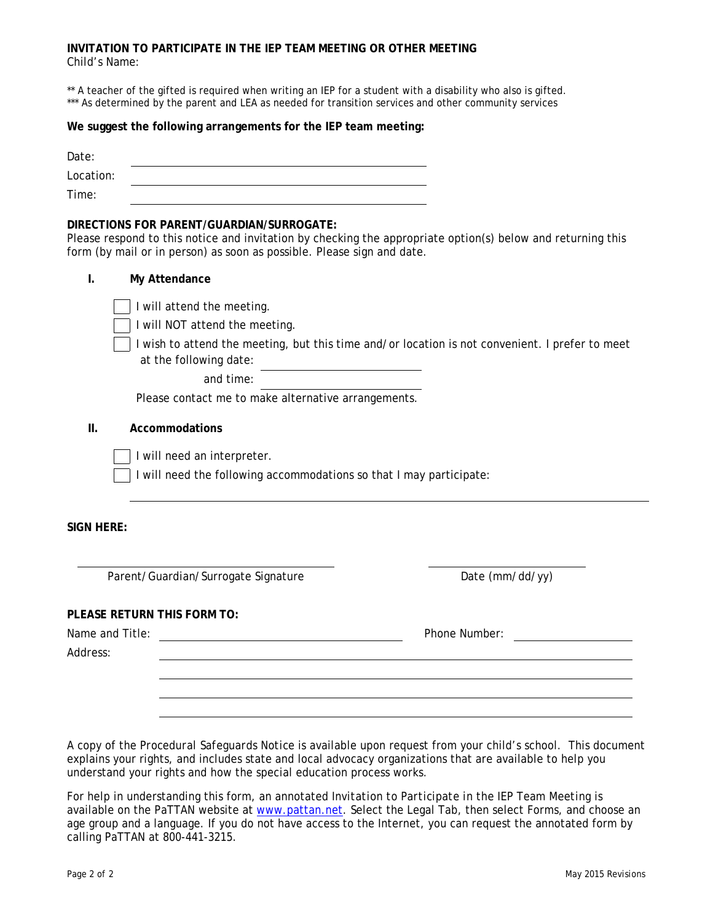**INVITATION TO PARTICIPATE IN THE IEP TEAM MEETING OR OTHER MEETING**

Child's Name:

** A teacher of the gifted is required when writing an IEP for a student with a disability who also is gifted.
*** As determined by the parent and LEA as needed for transition services and other community services

**We suggest the following arrangements for the IEP team meeting:**

Date: ______________________________

Location: ______________________________

Time: ______________________________

**DIRECTIONS FOR PARENT/GUARDIAN/SURROGATE:**
Please respond to this notice and invitation by checking the appropriate option(s) below and returning this form (by mail or in person) as soon as possible. Please sign and date.

**I. My Attendance**

- ☐ I will attend the meeting.
- ☐ I will NOT attend the meeting.
- ☐ I wish to attend the meeting, but this time and/or location is not convenient. I prefer to meet at the following date: ____________________
  and time: ____________________
  Please contact me to make alternative arrangements.

**II. Accommodations**

- ☐ I will need an interpreter.
- ☐ I will need the following accommodations so that I may participate:

______________________________________________________________

**SIGN HERE:**

______________________________ Parent/Guardian/Surrogate Signature

______________________________ Date (mm/dd/yy)

**PLEASE RETURN THIS FORM TO:**

Name and Title: ______________________________ Phone Number: ____________________

Address: ______________________________

A copy of the Procedural Safeguards Notice is available upon request from your child's school. This document explains your rights, and includes state and local advocacy organizations that are available to help you understand your rights and how the special education process works.

For help in understanding this form, an annotated *Invitation to Participate in the IEP Team Meeting* is available on the PaTTAN website at www.pattan.net. Select the Legal Tab, then select Forms, and choose an age group and a language. If you do not have access to the Internet, you can request the annotated form by calling PaTTAN at 800-441-3215.

May 2015 Revisions